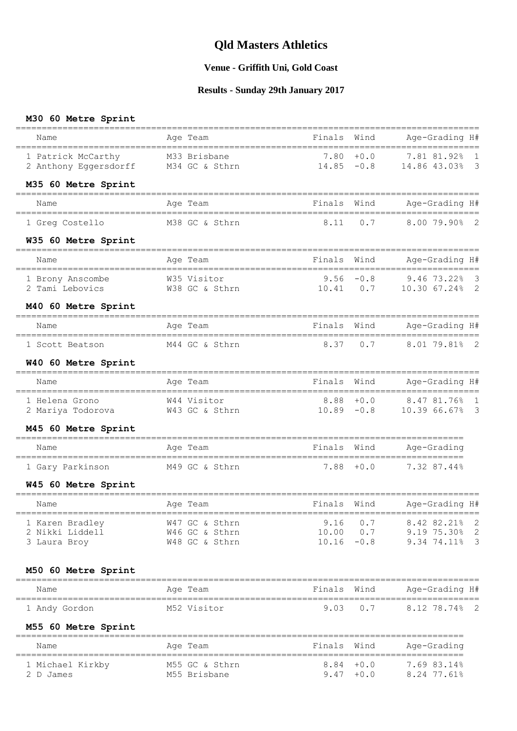# Qld Masters Athletics

### Venue - Griffith Uni, Gold Coast

### Results - Sunday 29th January 2017

## M30 60 Metre Sprint

| Name | Age | Team | Finals | Wind | Age-Grading | | H# |
|---|---|---|---|---|---|---|---|
| 1 Patrick McCarthy | M33 | Brisbane | 7.80 | +0.0 | 7.81 | 81.92% | 1 |
| 2 Anthony Eggersdorff | M34 | GC & Sthrn | 14.85 | -0.8 | 14.86 | 43.03% | 3 |

## M35 60 Metre Sprint

| Name | Age | Team | Finals | Wind | Age-Grading | | H# |
|---|---|---|---|---|---|---|---|
| 1 Greg Costello | M38 | GC & Sthrn | 8.11 | 0.7 | 8.00 | 79.90% | 2 |

## W35 60 Metre Sprint

| Name | Age | Team | Finals | Wind | Age-Grading | | H# |
|---|---|---|---|---|---|---|---|
| 1 Brony Anscombe | W35 | Visitor | 9.56 | -0.8 | 9.46 | 73.22% | 3 |
| 2 Tami Lebovics | W38 | GC & Sthrn | 10.41 | 0.7 | 10.30 | 67.24% | 2 |

## M40 60 Metre Sprint

| Name | Age | Team | Finals | Wind | Age-Grading | | H# |
|---|---|---|---|---|---|---|---|
| 1 Scott Beatson | M44 | GC & Sthrn | 8.37 | 0.7 | 8.01 | 79.81% | 2 |

## W40 60 Metre Sprint

| Name | Age | Team | Finals | Wind | Age-Grading | | H# |
|---|---|---|---|---|---|---|---|
| 1 Helena Grono | W44 | Visitor | 8.88 | +0.0 | 8.47 | 81.76% | 1 |
| 2 Mariya Todorova | W43 | GC & Sthrn | 10.89 | -0.8 | 10.39 | 66.67% | 3 |

## M45 60 Metre Sprint

| Name | Age | Team | Finals | Wind | Age-Grading | |
|---|---|---|---|---|---|---|
| 1 Gary Parkinson | M49 | GC & Sthrn | 7.88 | +0.0 | 7.32 | 87.44% |

## W45 60 Metre Sprint

| Name | Age | Team | Finals | Wind | Age-Grading | | H# |
|---|---|---|---|---|---|---|---|
| 1 Karen Bradley | W47 | GC & Sthrn | 9.16 | 0.7 | 8.42 | 82.21% | 2 |
| 2 Nikki Liddell | W46 | GC & Sthrn | 10.00 | 0.7 | 9.19 | 75.30% | 2 |
| 3 Laura Broy | W48 | GC & Sthrn | 10.16 | -0.8 | 9.34 | 74.11% | 3 |

## M50 60 Metre Sprint

| Name | Age | Team | Finals | Wind | Age-Grading | | H# |
|---|---|---|---|---|---|---|---|
| 1 Andy Gordon | M52 | Visitor | 9.03 | 0.7 | 8.12 | 78.74% | 2 |

## M55 60 Metre Sprint

| Name | Age | Team | Finals | Wind | Age-Grading | |
|---|---|---|---|---|---|---|
| 1 Michael Kirkby | M55 | GC & Sthrn | 8.84 | +0.0 | 7.69 | 83.14% |
| 2 D James | M55 | Brisbane | 9.47 | +0.0 | 8.24 | 77.61% |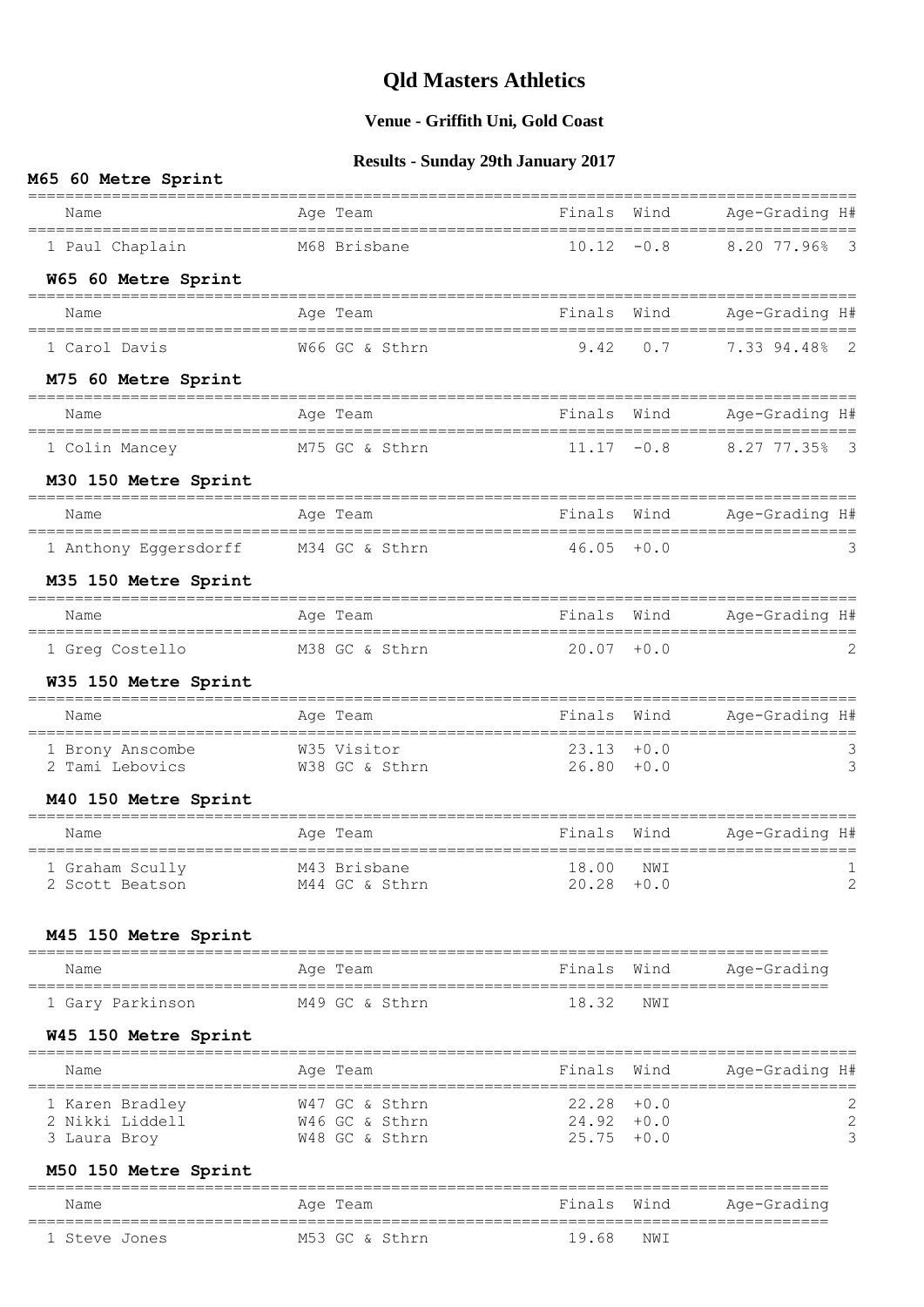# Qld Masters Athletics

## Venue - Griffith Uni, Gold Coast

## Results - Sunday 29th January 2017

### M65 60 Metre Sprint

| Name | Age | Team | Finals | Wind | Age-Grading | | H# |
|---|---|---|---|---|---|---|---|
| 1 Paul Chaplain | M68 | Brisbane | 10.12 | -0.8 | 8.20 | 77.96% | 3 |

### W65 60 Metre Sprint

| Name | Age | Team | Finals | Wind | Age-Grading | | H# |
|---|---|---|---|---|---|---|---|
| 1 Carol Davis | W66 | GC & Sthrn | 9.42 | 0.7 | 7.33 | 94.48% | 2 |

### M75 60 Metre Sprint

| Name | Age | Team | Finals | Wind | Age-Grading | | H# |
|---|---|---|---|---|---|---|---|
| 1 Colin Mancey | M75 | GC & Sthrn | 11.17 | -0.8 | 8.27 | 77.35% | 3 |

### M30 150 Metre Sprint

| Name | Age | Team | Finals | Wind | Age-Grading | H# |
|---|---|---|---|---|---|---|
| 1 Anthony Eggersdorff | M34 | GC & Sthrn | 46.05 | +0.0 | | 3 |

### M35 150 Metre Sprint

| Name | Age | Team | Finals | Wind | Age-Grading | H# |
|---|---|---|---|---|---|---|
| 1 Greg Costello | M38 | GC & Sthrn | 20.07 | +0.0 | | 2 |

### W35 150 Metre Sprint

| Name | Age | Team | Finals | Wind | Age-Grading | H# |
|---|---|---|---|---|---|---|
| 1 Brony Anscombe | W35 | Visitor | 23.13 | +0.0 | | 3 |
| 2 Tami Lebovics | W38 | GC & Sthrn | 26.80 | +0.0 | | 3 |

### M40 150 Metre Sprint

| Name | Age | Team | Finals | Wind | Age-Grading | H# |
|---|---|---|---|---|---|---|
| 1 Graham Scully | M43 | Brisbane | 18.00 | NWI | | 1 |
| 2 Scott Beatson | M44 | GC & Sthrn | 20.28 | +0.0 | | 2 |

### M45 150 Metre Sprint

| Name | Age | Team | Finals | Wind | Age-Grading |
|---|---|---|---|---|---|
| 1 Gary Parkinson | M49 | GC & Sthrn | 18.32 | NWI | |

### W45 150 Metre Sprint

| Name | Age | Team | Finals | Wind | Age-Grading | H# |
|---|---|---|---|---|---|---|
| 1 Karen Bradley | W47 | GC & Sthrn | 22.28 | +0.0 | | 2 |
| 2 Nikki Liddell | W46 | GC & Sthrn | 24.92 | +0.0 | | 2 |
| 3 Laura Broy | W48 | GC & Sthrn | 25.75 | +0.0 | | 3 |

### M50 150 Metre Sprint

| Name | Age | Team | Finals | Wind | Age-Grading |
|---|---|---|---|---|---|
| 1 Steve Jones | M53 | GC & Sthrn | 19.68 | NWI | |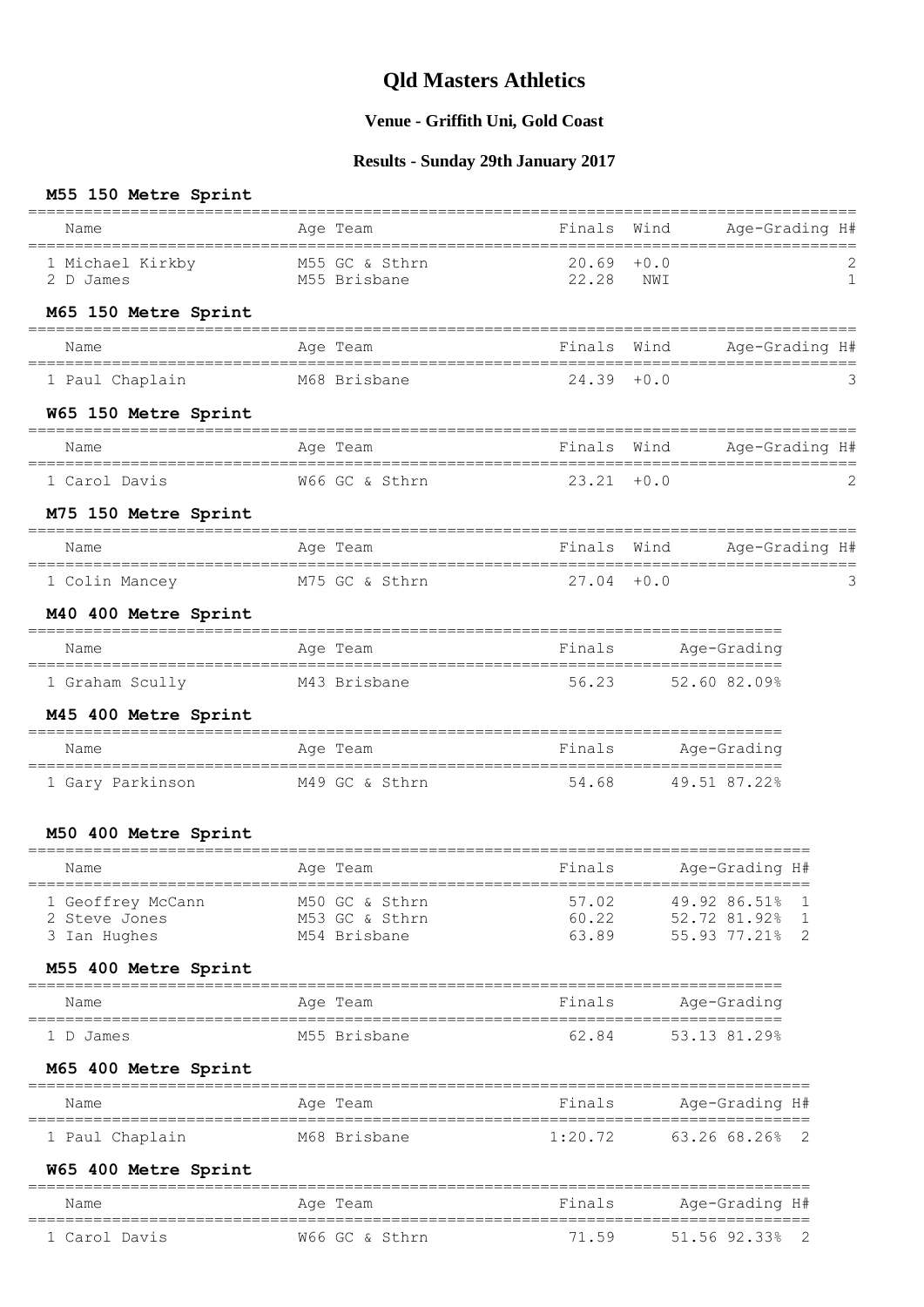# Qld Masters Athletics

## Venue - Griffith Uni, Gold Coast

## Results - Sunday 29th January 2017

### M55 150 Metre Sprint

| Name | Age | Team | Finals | Wind | Age-Grading | H# |
|---|---|---|---|---|---|---|
| 1 Michael Kirkby | M55 | GC & Sthrn | 20.69 | +0.0 | | 2 |
| 2 D James | M55 | Brisbane | 22.28 | NWI | | 1 |

### M65 150 Metre Sprint

| Name | Age | Team | Finals | Wind | Age-Grading | H# |
|---|---|---|---|---|---|---|
| 1 Paul Chaplain | M68 | Brisbane | 24.39 | +0.0 | | 3 |

### W65 150 Metre Sprint

| Name | Age | Team | Finals | Wind | Age-Grading | H# |
|---|---|---|---|---|---|---|
| 1 Carol Davis | W66 | GC & Sthrn | 23.21 | +0.0 | | 2 |

### M75 150 Metre Sprint

| Name | Age | Team | Finals | Wind | Age-Grading | H# |
|---|---|---|---|---|---|---|
| 1 Colin Mancey | M75 | GC & Sthrn | 27.04 | +0.0 | | 3 |

### M40 400 Metre Sprint

| Name | Age | Team | Finals | Age-Grading |
|---|---|---|---|---|
| 1 Graham Scully | M43 | Brisbane | 56.23 | 52.60 82.09% |

### M45 400 Metre Sprint

| Name | Age | Team | Finals | Age-Grading |
|---|---|---|---|---|
| 1 Gary Parkinson | M49 | GC & Sthrn | 54.68 | 49.51 87.22% |

### M50 400 Metre Sprint

| Name | Age | Team | Finals | Age-Grading | H# |
|---|---|---|---|---|---|
| 1 Geoffrey McCann | M50 | GC & Sthrn | 57.02 | 49.92 86.51% | 1 |
| 2 Steve Jones | M53 | GC & Sthrn | 60.22 | 52.72 81.92% | 1 |
| 3 Ian Hughes | M54 | Brisbane | 63.89 | 55.93 77.21% | 2 |

### M55 400 Metre Sprint

| Name | Age | Team | Finals | Age-Grading |
|---|---|---|---|---|
| 1 D James | M55 | Brisbane | 62.84 | 53.13 81.29% |

### M65 400 Metre Sprint

| Name | Age | Team | Finals | Age-Grading | H# |
|---|---|---|---|---|---|
| 1 Paul Chaplain | M68 | Brisbane | 1:20.72 | 63.26 68.26% | 2 |

### W65 400 Metre Sprint

| Name | Age | Team | Finals | Age-Grading | H# |
|---|---|---|---|---|---|
| 1 Carol Davis | W66 | GC & Sthrn | 71.59 | 51.56 92.33% | 2 |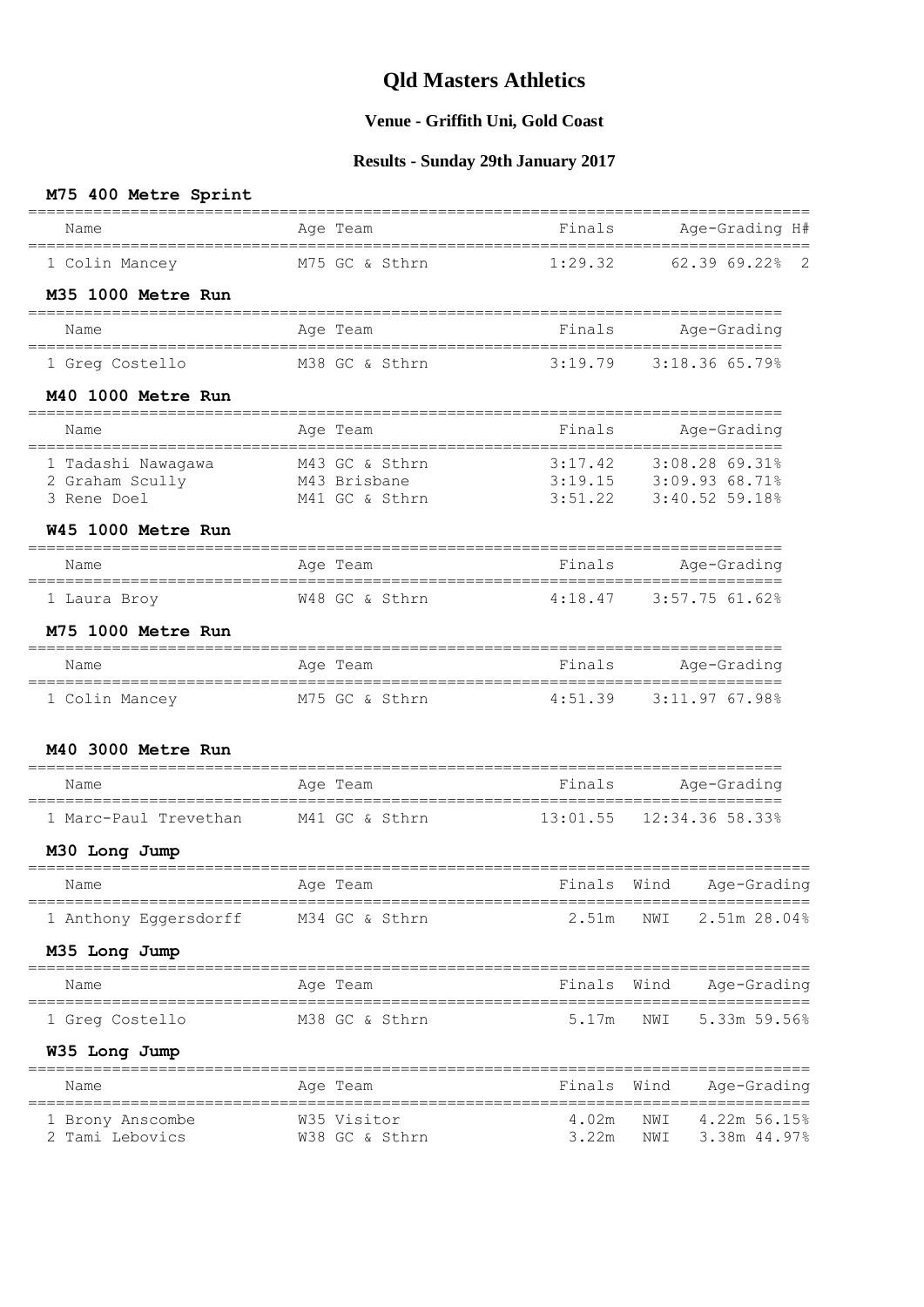# Qld Masters Athletics

## Venue - Griffith Uni, Gold Coast

## Results - Sunday 29th January 2017

### M75 400 Metre Sprint

| Name | Age | Team | Finals | Age-Grading | | H# |
|---|---|---|---|---|---|---|
| 1 Colin Mancey | M75 | GC & Sthrn | 1:29.32 | 62.39 | 69.22% | 2 |

### M35 1000 Metre Run

| Name | Age | Team | Finals | Age-Grading | |
|---|---|---|---|---|---|
| 1 Greg Costello | M38 | GC & Sthrn | 3:19.79 | 3:18.36 | 65.79% |

### M40 1000 Metre Run

| Name | Age | Team | Finals | Age-Grading | |
|---|---|---|---|---|---|
| 1 Tadashi Nawagawa | M43 | GC & Sthrn | 3:17.42 | 3:08.28 | 69.31% |
| 2 Graham Scully | M43 | Brisbane | 3:19.15 | 3:09.93 | 68.71% |
| 3 Rene Doel | M41 | GC & Sthrn | 3:51.22 | 3:40.52 | 59.18% |

### W45 1000 Metre Run

| Name | Age | Team | Finals | Age-Grading | |
|---|---|---|---|---|---|
| 1 Laura Broy | W48 | GC & Sthrn | 4:18.47 | 3:57.75 | 61.62% |

### M75 1000 Metre Run

| Name | Age | Team | Finals | Age-Grading | |
|---|---|---|---|---|---|
| 1 Colin Mancey | M75 | GC & Sthrn | 4:51.39 | 3:11.97 | 67.98% |

### M40 3000 Metre Run

| Name | Age | Team | Finals | Age-Grading | |
|---|---|---|---|---|---|
| 1 Marc-Paul Trevethan | M41 | GC & Sthrn | 13:01.55 | 12:34.36 | 58.33% |

### M30 Long Jump

| Name | Age | Team | Finals | Wind | Age-Grading | |
|---|---|---|---|---|---|---|
| 1 Anthony Eggersdorff | M34 | GC & Sthrn | 2.51m | NWI | 2.51m | 28.04% |

### M35 Long Jump

| Name | Age | Team | Finals | Wind | Age-Grading | |
|---|---|---|---|---|---|---|
| 1 Greg Costello | M38 | GC & Sthrn | 5.17m | NWI | 5.33m | 59.56% |

### W35 Long Jump

| Name | Age | Team | Finals | Wind | Age-Grading | |
|---|---|---|---|---|---|---|
| 1 Brony Anscombe | W35 | Visitor | 4.02m | NWI | 4.22m | 56.15% |
| 2 Tami Lebovics | W38 | GC & Sthrn | 3.22m | NWI | 3.38m | 44.97% |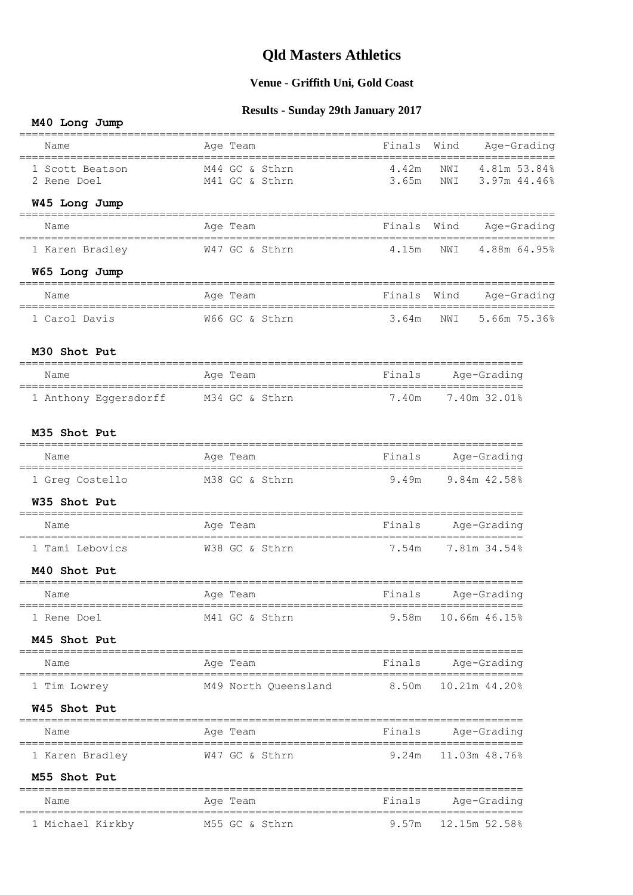# Qld Masters Athletics

## Venue - Griffith Uni, Gold Coast

## Results - Sunday 29th January 2017

### M40 Long Jump

| Name | Age | Team | Finals | Wind | Age-Grading |
|---|---|---|---|---|---|
| 1 Scott Beatson | M44 | GC & Sthrn | 4.42m | NWI | 4.81m 53.84% |
| 2 Rene Doel | M41 | GC & Sthrn | 3.65m | NWI | 3.97m 44.46% |

### W45 Long Jump

| Name | Age | Team | Finals | Wind | Age-Grading |
|---|---|---|---|---|---|
| 1 Karen Bradley | W47 | GC & Sthrn | 4.15m | NWI | 4.88m 64.95% |

### W65 Long Jump

| Name | Age | Team | Finals | Wind | Age-Grading |
|---|---|---|---|---|---|
| 1 Carol Davis | W66 | GC & Sthrn | 3.64m | NWI | 5.66m 75.36% |

### M30 Shot Put

| Name | Age | Team | Finals | Age-Grading |
|---|---|---|---|---|
| 1 Anthony Eggersdorff | M34 | GC & Sthrn | 7.40m | 7.40m 32.01% |

### M35 Shot Put

| Name | Age | Team | Finals | Age-Grading |
|---|---|---|---|---|
| 1 Greg Costello | M38 | GC & Sthrn | 9.49m | 9.84m 42.58% |

### W35 Shot Put

| Name | Age | Team | Finals | Age-Grading |
|---|---|---|---|---|
| 1 Tami Lebovics | W38 | GC & Sthrn | 7.54m | 7.81m 34.54% |

### M40 Shot Put

| Name | Age | Team | Finals | Age-Grading |
|---|---|---|---|---|
| 1 Rene Doel | M41 | GC & Sthrn | 9.58m | 10.66m 46.15% |

### M45 Shot Put

| Name | Age | Team | Finals | Age-Grading |
|---|---|---|---|---|
| 1 Tim Lowrey | M49 | North Queensland | 8.50m | 10.21m 44.20% |

### W45 Shot Put

| Name | Age | Team | Finals | Age-Grading |
|---|---|---|---|---|
| 1 Karen Bradley | W47 | GC & Sthrn | 9.24m | 11.03m 48.76% |

### M55 Shot Put

| Name | Age | Team | Finals | Age-Grading |
|---|---|---|---|---|
| 1 Michael Kirkby | M55 | GC & Sthrn | 9.57m | 12.15m 52.58% |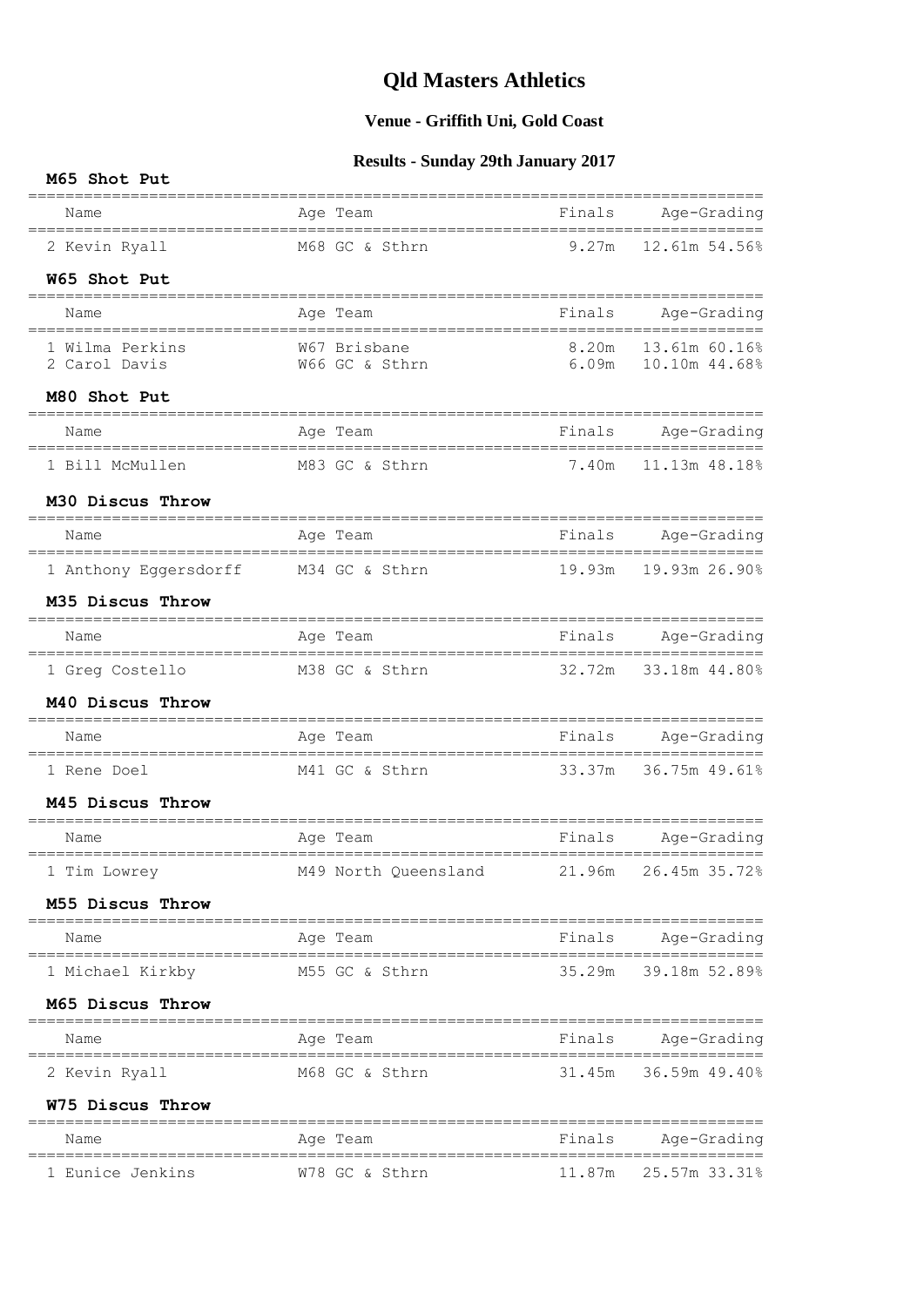# Qld Masters Athletics

## Venue - Griffith Uni, Gold Coast

## Results - Sunday 29th January 2017

### M65 Shot Put

| Name | Age | Team | Finals | Age-Grading |
|---|---|---|---|---|
| 2 Kevin Ryall | M68 | GC & Sthrn | 9.27m | 12.61m 54.56% |

### W65 Shot Put

| Name | Age | Team | Finals | Age-Grading |
|---|---|---|---|---|
| 1 Wilma Perkins | W67 | Brisbane | 8.20m | 13.61m 60.16% |
| 2 Carol Davis | W66 | GC & Sthrn | 6.09m | 10.10m 44.68% |

### M80 Shot Put

| Name | Age | Team | Finals | Age-Grading |
|---|---|---|---|---|
| 1 Bill McMullen | M83 | GC & Sthrn | 7.40m | 11.13m 48.18% |

### M30 Discus Throw

| Name | Age | Team | Finals | Age-Grading |
|---|---|---|---|---|
| 1 Anthony Eggersdorff | M34 | GC & Sthrn | 19.93m | 19.93m 26.90% |

### M35 Discus Throw

| Name | Age | Team | Finals | Age-Grading |
|---|---|---|---|---|
| 1 Greg Costello | M38 | GC & Sthrn | 32.72m | 33.18m 44.80% |

### M40 Discus Throw

| Name | Age | Team | Finals | Age-Grading |
|---|---|---|---|---|
| 1 Rene Doel | M41 | GC & Sthrn | 33.37m | 36.75m 49.61% |

### M45 Discus Throw

| Name | Age | Team | Finals | Age-Grading |
|---|---|---|---|---|
| 1 Tim Lowrey | M49 | North Queensland | 21.96m | 26.45m 35.72% |

### M55 Discus Throw

| Name | Age | Team | Finals | Age-Grading |
|---|---|---|---|---|
| 1 Michael Kirkby | M55 | GC & Sthrn | 35.29m | 39.18m 52.89% |

### M65 Discus Throw

| Name | Age | Team | Finals | Age-Grading |
|---|---|---|---|---|
| 2 Kevin Ryall | M68 | GC & Sthrn | 31.45m | 36.59m 49.40% |

### W75 Discus Throw

| Name | Age | Team | Finals | Age-Grading |
|---|---|---|---|---|
| 1 Eunice Jenkins | W78 | GC & Sthrn | 11.87m | 25.57m 33.31% |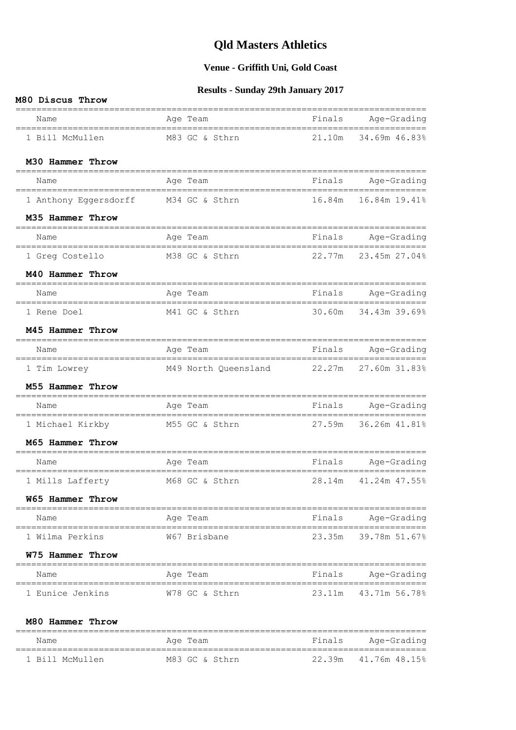# Qld Masters Athletics

## Venue - Griffith Uni, Gold Coast

## Results - Sunday 29th January 2017

### M80 Discus Throw

| Name | Age | Team | Finals | Age-Grading |
|---|---|---|---|---|
| 1 Bill McMullen | M83 | GC & Sthrn | 21.10m | 34.69m 46.83% |

### M30 Hammer Throw

| Name | Age | Team | Finals | Age-Grading |
|---|---|---|---|---|
| 1 Anthony Eggersdorff | M34 | GC & Sthrn | 16.84m | 16.84m 19.41% |

### M35 Hammer Throw

| Name | Age | Team | Finals | Age-Grading |
|---|---|---|---|---|
| 1 Greg Costello | M38 | GC & Sthrn | 22.77m | 23.45m 27.04% |

### M40 Hammer Throw

| Name | Age | Team | Finals | Age-Grading |
|---|---|---|---|---|
| 1 Rene Doel | M41 | GC & Sthrn | 30.60m | 34.43m 39.69% |

### M45 Hammer Throw

| Name | Age | Team | Finals | Age-Grading |
|---|---|---|---|---|
| 1 Tim Lowrey | M49 | North Queensland | 22.27m | 27.60m 31.83% |

### M55 Hammer Throw

| Name | Age | Team | Finals | Age-Grading |
|---|---|---|---|---|
| 1 Michael Kirkby | M55 | GC & Sthrn | 27.59m | 36.26m 41.81% |

### M65 Hammer Throw

| Name | Age | Team | Finals | Age-Grading |
|---|---|---|---|---|
| 1 Mills Lafferty | M68 | GC & Sthrn | 28.14m | 41.24m 47.55% |

### W65 Hammer Throw

| Name | Age | Team | Finals | Age-Grading |
|---|---|---|---|---|
| 1 Wilma Perkins | W67 | Brisbane | 23.35m | 39.78m 51.67% |

### W75 Hammer Throw

| Name | Age | Team | Finals | Age-Grading |
|---|---|---|---|---|
| 1 Eunice Jenkins | W78 | GC & Sthrn | 23.11m | 43.71m 56.78% |

### M80 Hammer Throw

| Name | Age | Team | Finals | Age-Grading |
|---|---|---|---|---|
| 1 Bill McMullen | M83 | GC & Sthrn | 22.39m | 41.76m 48.15% |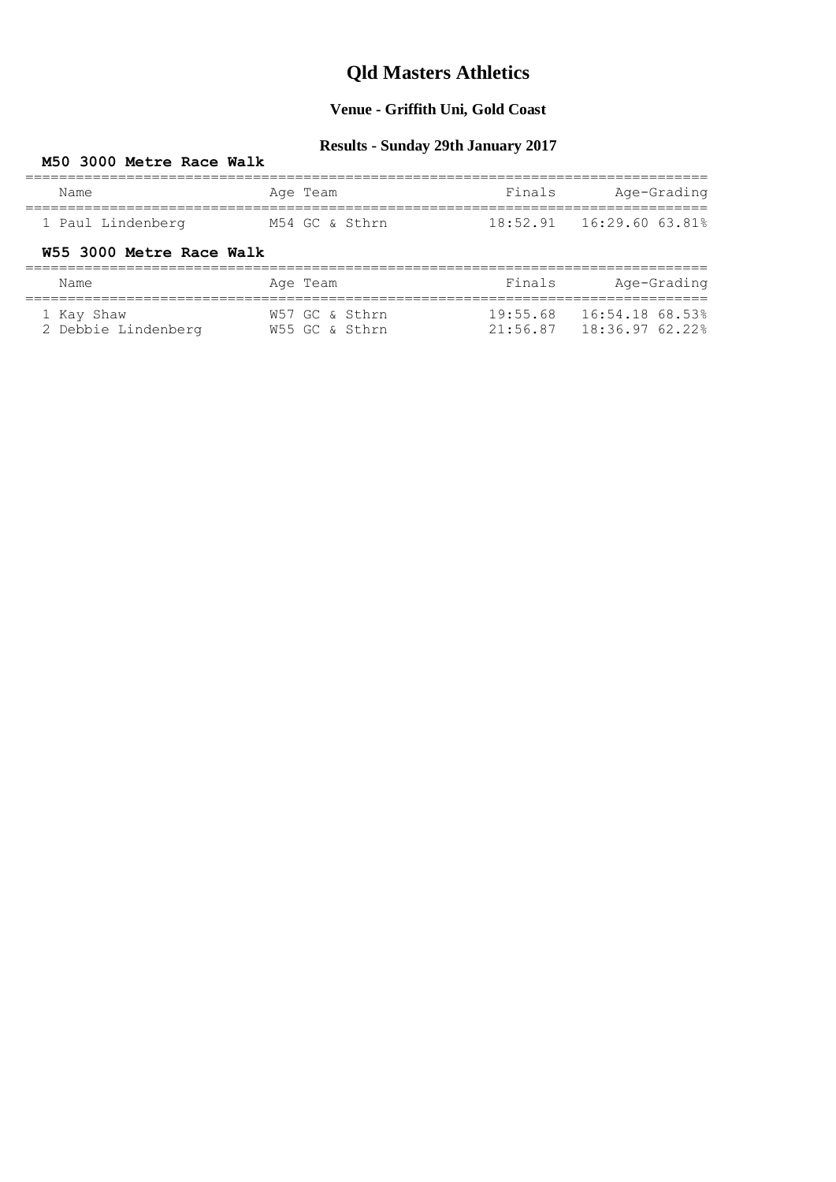# Qld Masters Athletics

## Venue - Griffith Uni, Gold Coast

## Results - Sunday 29th January 2017

### M50 3000 Metre Race Walk

| | Name | Age | Team | Finals | Age-Grading | |
|---|---|---|---|---|---|---|
| 1 | Paul Lindenberg | M54 | GC & Sthrn | 18:52.91 | 16:29.60 | 63.81% |

### W55 3000 Metre Race Walk

| | Name | Age | Team | Finals | Age-Grading | |
|---|---|---|---|---|---|---|
| 1 | Kay Shaw | W57 | GC & Sthrn | 19:55.68 | 16:54.18 | 68.53% |
| 2 | Debbie Lindenberg | W55 | GC & Sthrn | 21:56.87 | 18:36.97 | 62.22% |